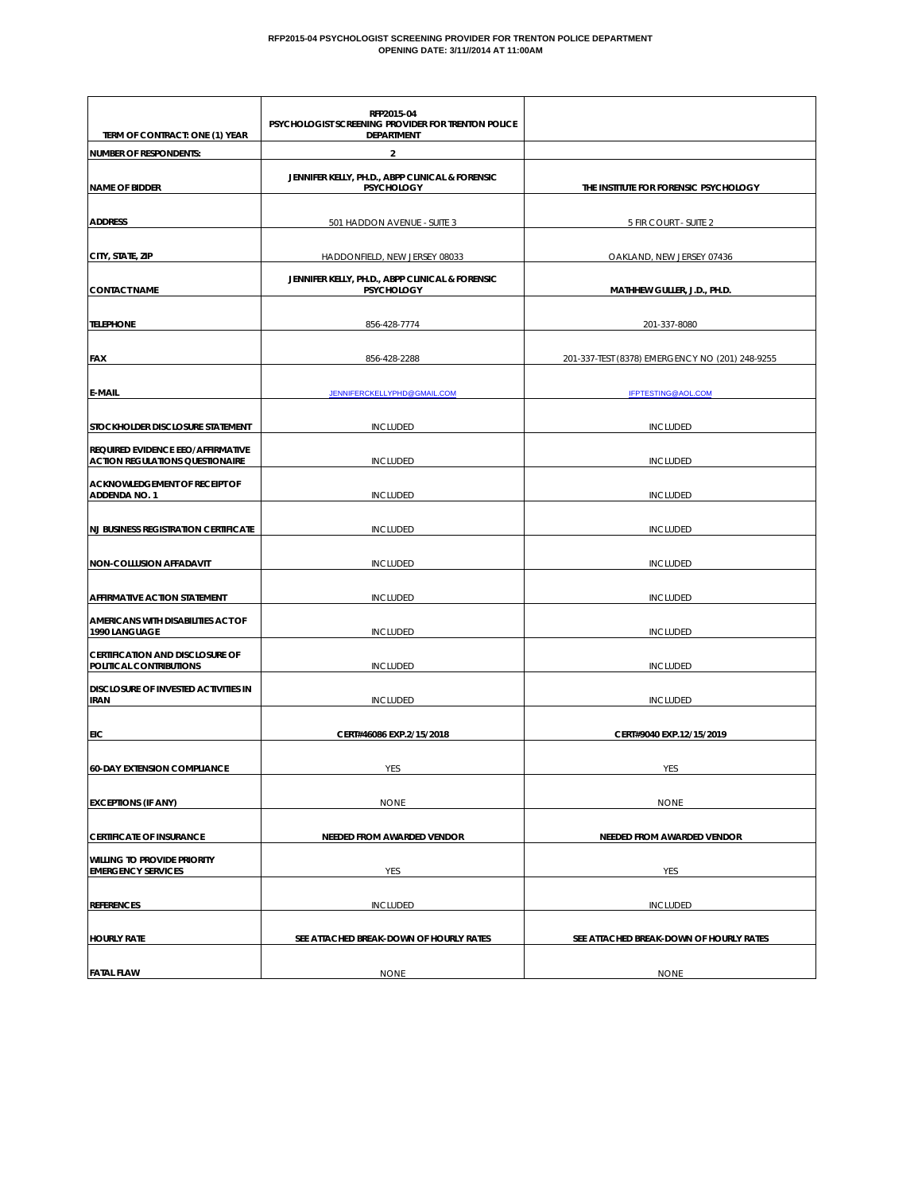**RFP2015-04 PSYCHOLOGIST SCREENING PROVIDER FOR TRENTON POLICE DEPARTMENT**
**OPENING DATE: 3/11//2014 AT 11:00AM**

| TERM OF CONTRACT: ONE (1) YEAR | RFP2015-04 PSYCHOLOGIST SCREENING PROVIDER FOR TRENTON POLICE DEPARTMENT | |
|---|---|---|
| NUMBER OF RESPONDENTS: | 2 | |
| NAME OF BIDDER | JENNIFER KELLY, PH.D., ABPP CLINICAL & FORENSIC PSYCHOLOGY | THE INSTITUTE FOR FORENSIC PSYCHOLOGY |
| ADDRESS | 501 HADDON AVENUE - SUITE 3 | 5 FIR COURT - SUITE 2 |
| CITY, STATE, ZIP | HADDONFIELD, NEW JERSEY 08033 | OAKLAND, NEW JERSEY 07436 |
| CONTACT NAME | JENNIFER KELLY, PH.D., ABPP CLINICAL & FORENSIC PSYCHOLOGY | MATHHEW GULLER, J.D., PH.D. |
| TELEPHONE | 856-428-7774 | 201-337-8080 |
| FAX | 856-428-2288 | 201-337-TEST(8378) EMERGENCY NO (201) 248-9255 |
| E-MAIL | JENNIFERCKELLYPHD@GMAIL.COM | IFPTESTING@AOL.COM |
| STOCKHOLDER DISCLOSURE STATEMENT | INCLUDED | INCLUDED |
| REQUIRED EVIDENCE EEO/AFFIRMATIVE ACTION REGULATIONS QUESTIONAIRE | INCLUDED | INCLUDED |
| ACKNOWLEDGEMENT OF RECEIPT OF ADDENDA NO. 1 | INCLUDED | INCLUDED |
| NJ BUSINESS REGISTRATION CERTIFICATE | INCLUDED | INCLUDED |
| NON-COLLUSION AFFADAVIT | INCLUDED | INCLUDED |
| AFFIRMATIVE ACTION STATEMENT | INCLUDED | INCLUDED |
| AMERICANS WITH DISABILITIES ACT OF 1990 LANGUAGE | INCLUDED | INCLUDED |
| CERTIFICATION AND DISCLOSURE OF POLITICAL CONTRIBUTIONS | INCLUDED | INCLUDED |
| DISCLOSURE OF INVESTED ACTIVITIES IN IRAN | INCLUDED | INCLUDED |
| EIC | CERT#46086 EXP.2/15/2018 | CERT#9040 EXP.12/15/2019 |
| 60-DAY EXTENSION COMPLIANCE | YES | YES |
| EXCEPTIONS (IF ANY) | NONE | NONE |
| CERTIFICATE OF INSURANCE | NEEDED FROM AWARDED VENDOR | NEEDED FROM AWARDED VENDOR |
| WILLING TO PROVIDE PRIORITY EMERGENCY SERVICES | YES | YES |
| REFERENCES | INCLUDED | INCLUDED |
| HOURLY RATE | SEE ATTACHED BREAK-DOWN OF HOURLY RATES | SEE ATTACHED BREAK-DOWN OF HOURLY RATES |
| FATAL FLAW | NONE | NONE |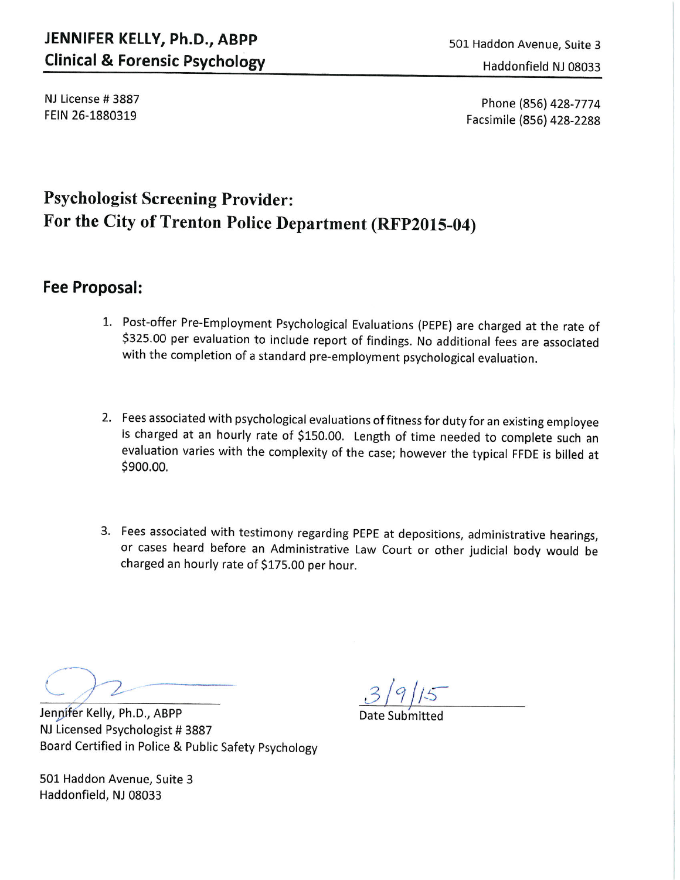**JENNIFER KELLY, Ph.D., ABPP**
**Clinical & Forensic Psychology**

501 Haddon Avenue, Suite 3
Haddonfield NJ 08033

NJ License # 3887
FEIN 26-1880319

Phone (856) 428-7774
Facsimile (856) 428-2288

# Psychologist Screening Provider: For the City of Trenton Police Department (RFP2015-04)

## Fee Proposal:

1. Post-offer Pre-Employment Psychological Evaluations (PEPE) are charged at the rate of $325.00 per evaluation to include report of findings. No additional fees are associated with the completion of a standard pre-employment psychological evaluation.

2. Fees associated with psychological evaluations of fitness for duty for an existing employee is charged at an hourly rate of $150.00. Length of time needed to complete such an evaluation varies with the complexity of the case; however the typical FFDE is billed at $900.00.

3. Fees associated with testimony regarding PEPE at depositions, administrative hearings, or cases heard before an Administrative Law Court or other judicial body would be charged an hourly rate of $175.00 per hour.

Jennifer Kelly, Ph.D., ABPP
NJ Licensed Psychologist # 3887
Board Certified in Police & Public Safety Psychology

3/9/15
Date Submitted

501 Haddon Avenue, Suite 3
Haddonfield, NJ 08033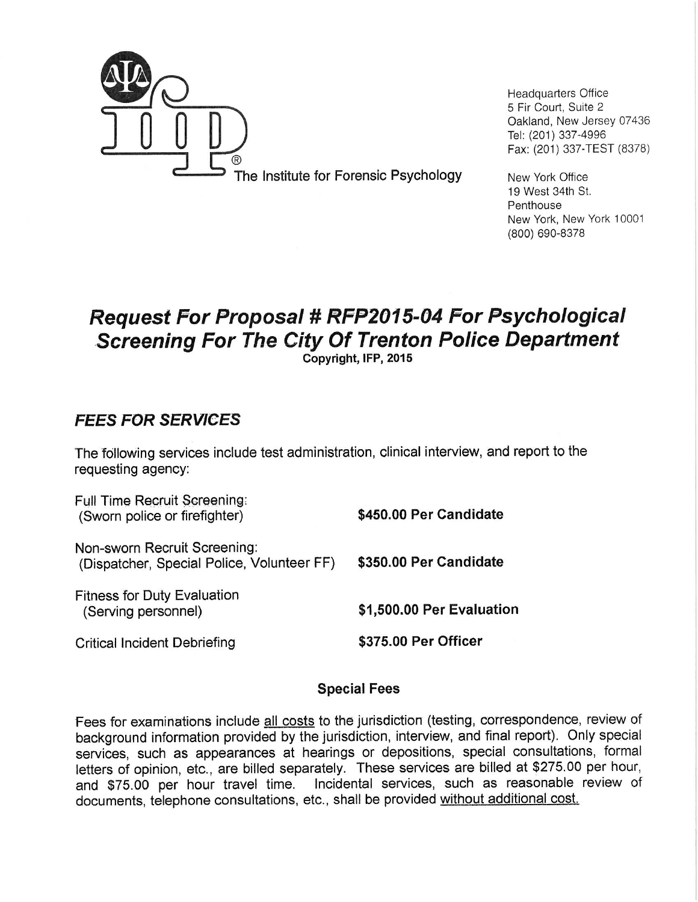The Institute for Forensic Psychology

Headquarters Office
5 Fir Court, Suite 2
Oakland, New Jersey 07436
Tel: (201) 337-4996
Fax: (201) 337-TEST (8378)

New York Office
19 West 34th St.
Penthouse
New York, New York 10001
(800) 690-8378

# *Request For Proposal # RFP2015-04 For Psychological Screening For The City Of Trenton Police Department*

**Copyright, IFP, 2015**

## *FEES FOR SERVICES*

The following services include test administration, clinical interview, and report to the requesting agency:

| | |
|---|---|
| Full Time Recruit Screening: (Sworn police or firefighter) | **$450.00 Per Candidate** |
| Non-sworn Recruit Screening: (Dispatcher, Special Police, Volunteer FF) | **$350.00 Per Candidate** |
| Fitness for Duty Evaluation (Serving personnel) | **$1,500.00 Per Evaluation** |
| Critical Incident Debriefing | **$375.00 Per Officer** |

### Special Fees

Fees for examinations include <u>all costs</u> to the jurisdiction (testing, correspondence, review of background information provided by the jurisdiction, interview, and final report). Only special services, such as appearances at hearings or depositions, special consultations, formal letters of opinion, etc., are billed separately. These services are billed at $275.00 per hour, and $75.00 per hour travel time. Incidental services, such as reasonable review of documents, telephone consultations, etc., shall be provided <u>without additional cost.</u>